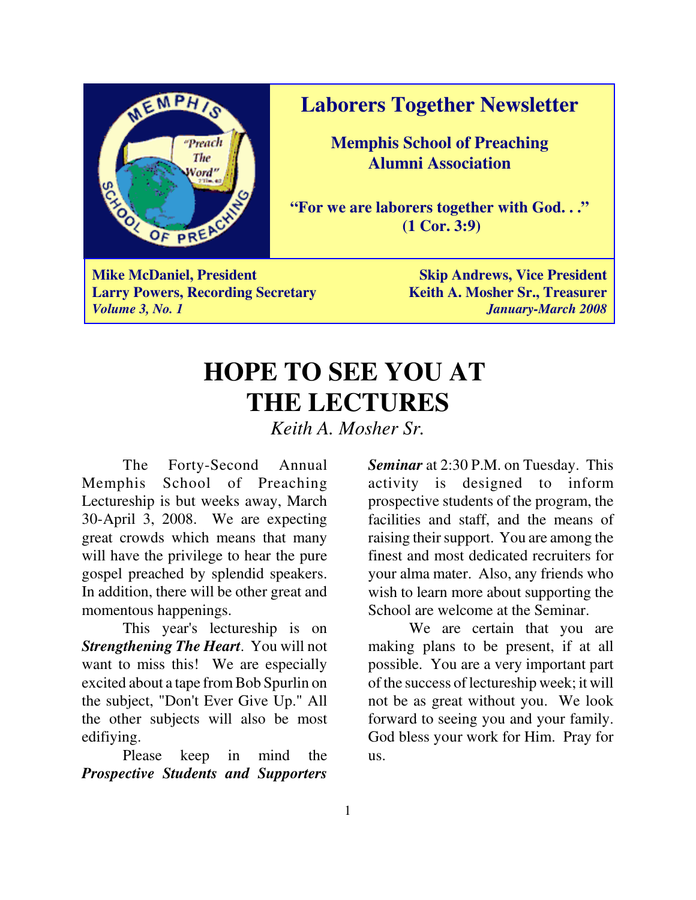# Laborers Together Newsletter

**Memphis School of Preaching Alumni Association**

**"For we are laborers together with God. . ." (1 Cor. 3:9)**

**Mike McDaniel, President** | **Skip Andrews, Vice President**
**Larry Powers, Recording Secretary** | **Keith A. Mosher Sr., Treasurer**
*Volume 3, No. 1* | *January-March 2008*

# HOPE TO SEE YOU AT THE LECTURES

*Keith A. Mosher Sr.*

The Forty-Second Annual Memphis School of Preaching Lectureship is but weeks away, March 30-April 3, 2008. We are expecting great crowds which means that many will have the privilege to hear the pure gospel preached by splendid speakers. In addition, there will be other great and momentous happenings.

This year's lectureship is on ***Strengthening The Heart***. You will not want to miss this! We are especially excited about a tape from Bob Spurlin on the subject, "Don't Ever Give Up." All the other subjects will also be most edifiying.

Please keep in mind the ***Prospective Students and Supporters Seminar*** at 2:30 P.M. on Tuesday. This activity is designed to inform prospective students of the program, the facilities and staff, and the means of raising their support. You are among the finest and most dedicated recruiters for your alma mater. Also, any friends who wish to learn more about supporting the School are welcome at the Seminar.

We are certain that you are making plans to be present, if at all possible. You are a very important part of the success of lectureship week; it will not be as great without you. We look forward to seeing you and your family. God bless your work for Him. Pray for us.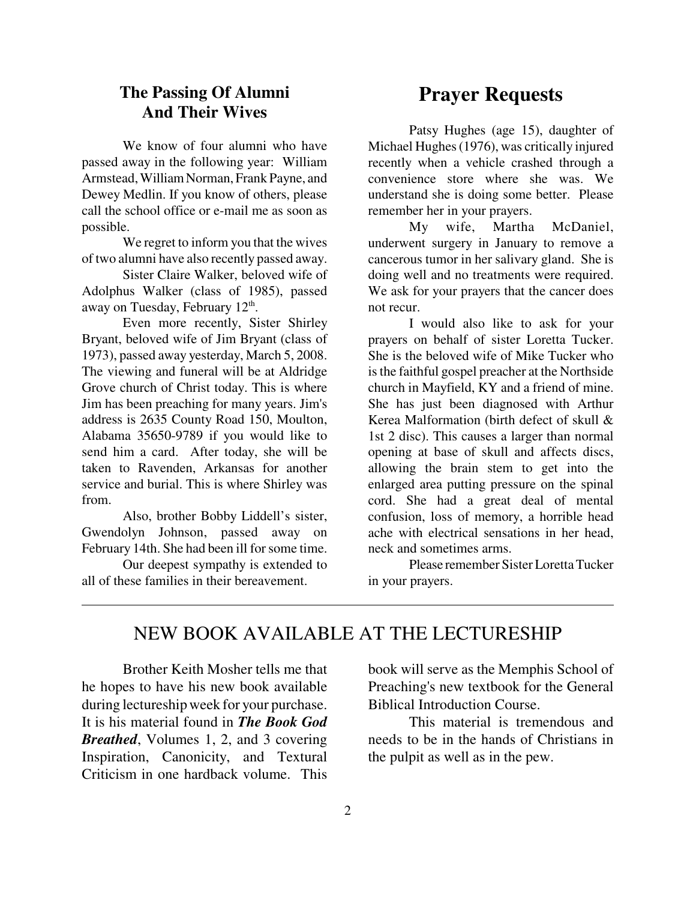## The Passing Of Alumni And Their Wives

We know of four alumni who have passed away in the following year: William Armstead, William Norman, Frank Payne, and Dewey Medlin. If you know of others, please call the school office or e-mail me as soon as possible.

We regret to inform you that the wives of two alumni have also recently passed away.

Sister Claire Walker, beloved wife of Adolphus Walker (class of 1985), passed away on Tuesday, February 12th.

Even more recently, Sister Shirley Bryant, beloved wife of Jim Bryant (class of 1973), passed away yesterday, March 5, 2008. The viewing and funeral will be at Aldridge Grove church of Christ today. This is where Jim has been preaching for many years. Jim's address is 2635 County Road 150, Moulton, Alabama 35650-9789 if you would like to send him a card. After today, she will be taken to Ravenden, Arkansas for another service and burial. This is where Shirley was from.

Also, brother Bobby Liddell's sister, Gwendolyn Johnson, passed away on February 14th. She had been ill for some time.

Our deepest sympathy is extended to all of these families in their bereavement.

# Prayer Requests

Patsy Hughes (age 15), daughter of Michael Hughes (1976), was critically injured recently when a vehicle crashed through a convenience store where she was. We understand she is doing some better. Please remember her in your prayers.

My wife, Martha McDaniel, underwent surgery in January to remove a cancerous tumor in her salivary gland. She is doing well and no treatments were required. We ask for your prayers that the cancer does not recur.

I would also like to ask for your prayers on behalf of sister Loretta Tucker. She is the beloved wife of Mike Tucker who is the faithful gospel preacher at the Northside church in Mayfield, KY and a friend of mine. She has just been diagnosed with Arthur Kerea Malformation (birth defect of skull & 1st 2 disc). This causes a larger than normal opening at base of skull and affects discs, allowing the brain stem to get into the enlarged area putting pressure on the spinal cord. She had a great deal of mental confusion, loss of memory, a horrible head ache with electrical sensations in her head, neck and sometimes arms.

Please remember Sister Loretta Tucker in your prayers.

---

## NEW BOOK AVAILABLE AT THE LECTURESHIP

Brother Keith Mosher tells me that he hopes to have his new book available during lectureship week for your purchase. It is his material found in ***The Book God Breathed***, Volumes 1, 2, and 3 covering Inspiration, Canonicity, and Textural Criticism in one hardback volume. This book will serve as the Memphis School of Preaching's new textbook for the General Biblical Introduction Course.

This material is tremendous and needs to be in the hands of Christians in the pulpit as well as in the pew.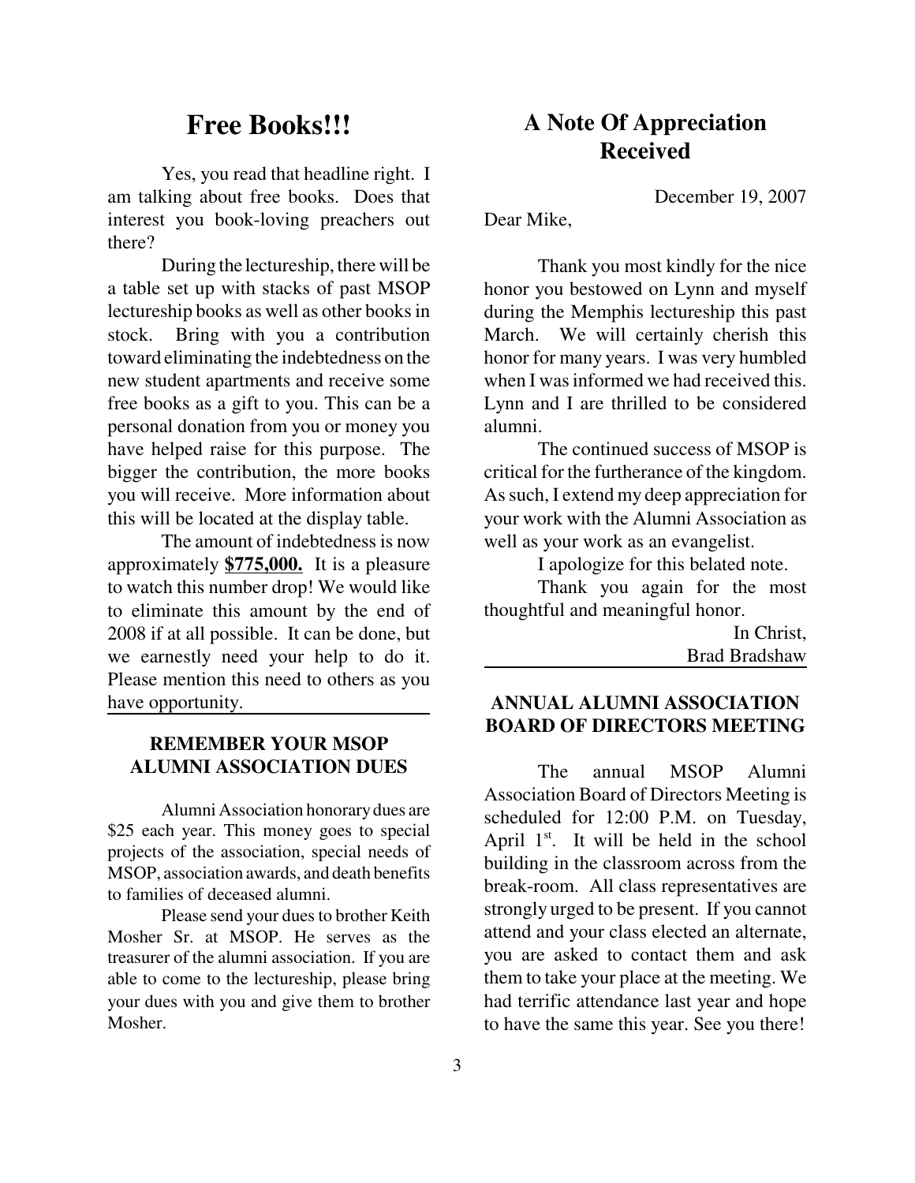## Free Books!!!

Yes, you read that headline right. I am talking about free books. Does that interest you book-loving preachers out there?

During the lectureship, there will be a table set up with stacks of past MSOP lectureship books as well as other books in stock. Bring with you a contribution toward eliminating the indebtedness on the new student apartments and receive some free books as a gift to you. This can be a personal donation from you or money you have helped raise for this purpose. The bigger the contribution, the more books you will receive. More information about this will be located at the display table.

The amount of indebtedness is now approximately **<u>$775,000.</u>** It is a pleasure to watch this number drop! We would like to eliminate this amount by the end of 2008 if at all possible. It can be done, but we earnestly need your help to do it. Please mention this need to others as you have opportunity.

### REMEMBER YOUR MSOP ALUMNI ASSOCIATION DUES

Alumni Association honorary dues are $25 each year. This money goes to special projects of the association, special needs of MSOP, association awards, and death benefits to families of deceased alumni.

Please send your dues to brother Keith Mosher Sr. at MSOP. He serves as the treasurer of the alumni association. If you are able to come to the lectureship, please bring your dues with you and give them to brother Mosher.

## A Note Of Appreciation Received

December 19, 2007

Dear Mike,

Thank you most kindly for the nice honor you bestowed on Lynn and myself during the Memphis lectureship this past March. We will certainly cherish this honor for many years. I was very humbled when I was informed we had received this. Lynn and I are thrilled to be considered alumni.

The continued success of MSOP is critical for the furtherance of the kingdom. As such, I extend my deep appreciation for your work with the Alumni Association as well as your work as an evangelist.

I apologize for this belated note.

Thank you again for the most thoughtful and meaningful honor.

In Christ,
Brad Bradshaw

### ANNUAL ALUMNI ASSOCIATION BOARD OF DIRECTORS MEETING

The annual MSOP Alumni Association Board of Directors Meeting is scheduled for 12:00 P.M. on Tuesday, April 1st. It will be held in the school building in the classroom across from the break-room. All class representatives are strongly urged to be present. If you cannot attend and your class elected an alternate, you are asked to contact them and ask them to take your place at the meeting. We had terrific attendance last year and hope to have the same this year. See you there!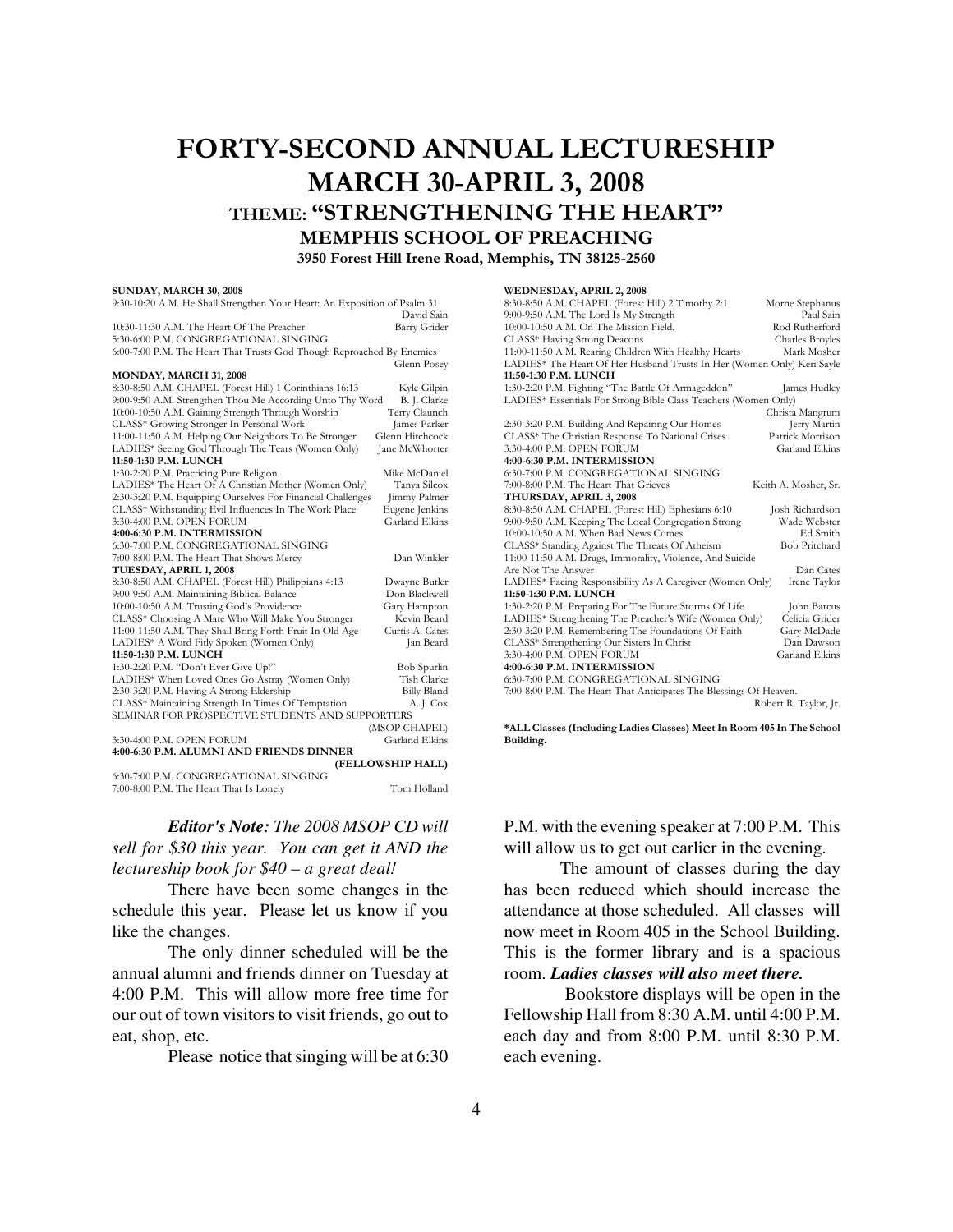# FORTY-SECOND ANNUAL LECTURESHIP

# MARCH 30-APRIL 3, 2008

## THEME: "STRENGTHENING THE HEART"

### MEMPHIS SCHOOL OF PREACHING

**3950 Forest Hill Irene Road, Memphis, TN 38125-2560**

**SUNDAY, MARCH 30, 2008**

9:30-10:20 A.M. He Shall Strengthen Your Heart: An Exposition of Psalm 31 — David Sain
10:30-11:30 A.M. The Heart Of The Preacher — Barry Grider
5:30-6:00 P.M. CONGREGATIONAL SINGING
6:00-7:00 P.M. The Heart That Trusts God Though Reproached By Enemies — Glenn Posey

**MONDAY, MARCH 31, 2008**

8:30-8:50 A.M. CHAPEL (Forest Hill) 1 Corinthians 16:13 — Kyle Gilpin
9:00-9:50 A.M. Strengthen Thou Me According Unto Thy Word — B. J. Clarke
10:00-10:50 A.M. Gaining Strength Through Worship — Terry Claunch
CLASS* Growing Stronger In Personal Work — James Parker
11:00-11:50 A.M. Helping Our Neighbors To Be Stronger — Glenn Hitchcock
LADIES* Seeing God Through The Tears (Women Only) — Jane McWhorter
**11:50-1:30 P.M. LUNCH**
1:30-2:20 P.M. Practicing Pure Religion. — Mike McDaniel
LADIES* The Heart Of A Christian Mother (Women Only) — Tanya Silcox
2:30-3:20 P.M. Equipping Ourselves For Financial Challenges — Jimmy Palmer
CLASS* Withstanding Evil Influences In The Work Place — Eugene Jenkins
3:30-4:00 P.M. OPEN FORUM — Garland Elkins
**4:00-6:30 P.M. INTERMISSION**
6:30-7:00 P.M. CONGREGATIONAL SINGING
7:00-8:00 P.M. The Heart That Shows Mercy — Dan Winkler

**TUESDAY, APRIL 1, 2008**

8:30-8:50 A.M. CHAPEL (Forest Hill) Philippians 4:13 — Dwayne Butler
9:00-9:50 A.M. Maintaining Biblical Balance — Don Blackwell
10:00-10:50 A.M. Trusting God's Providence — Gary Hampton
CLASS* Choosing A Mate Who Will Make You Stronger — Kevin Beard
11:00-11:50 A.M. They Shall Bring Forth Fruit In Old Age — Curtis A. Cates
LADIES* A Word Fitly Spoken (Women Only) — Jan Beard
**11:50-1:30 P.M. LUNCH**
1:30-2:20 P.M. "Don't Ever Give Up!" — Bob Spurlin
LADIES* When Loved Ones Go Astray (Women Only) — Tish Clarke
2:30-3:20 P.M. Having A Strong Eldership — Billy Bland
CLASS* Maintaining Strength In Times Of Temptation — A. J. Cox
SEMINAR FOR PROSPECTIVE STUDENTS AND SUPPORTERS (MSOP CHAPEL)
3:30-4:00 P.M. OPEN FORUM — Garland Elkins
**4:00-6:30 P.M. ALUMNI AND FRIENDS DINNER (FELLOWSHIP HALL)**
6:30-7:00 P.M. CONGREGATIONAL SINGING
7:00-8:00 P.M. The Heart That Is Lonely — Tom Holland

**WEDNESDAY, APRIL 2, 2008**

8:30-8:50 A.M. CHAPEL (Forest Hill) 2 Timothy 2:1 — Morne Stephanus
9:00-9:50 A.M. The Lord Is My Strength — Paul Sain
10:00-10:50 A.M. On The Mission Field. — Rod Rutherford
CLASS* Having Strong Deacons — Charles Broyles
11:00-11:50 A.M. Rearing Children With Healthy Hearts — Mark Mosher
LADIES* The Heart Of Her Husband Trusts In Her (Women Only) — Keri Sayle
**11:50-1:30 P.M. LUNCH**
1:30-2:20 P.M. Fighting "The Battle Of Armageddon" — James Hudley
LADIES* Essentials For Strong Bible Class Teachers (Women Only) — Christa Mangrum
2:30-3:20 P.M. Building And Repairing Our Homes — Jerry Martin
CLASS* The Christian Response To National Crises — Patrick Morrison
3:30-4:00 P.M. OPEN FORUM — Garland Elkins
**4:00-6:30 P.M. INTERMISSION**
6:30-7:00 P.M. CONGREGATIONAL SINGING
7:00-8:00 P.M. The Heart That Grieves — Keith A. Mosher, Sr.

**THURSDAY, APRIL 3, 2008**

8:30-8:50 A.M. CHAPEL (Forest Hill) Ephesians 6:10 — Josh Richardson
9:00-9:50 A.M. Keeping The Local Congregation Strong — Wade Webster
10:00-10:50 A.M. When Bad News Comes — Ed Smith
CLASS* Standing Against The Threats Of Atheism — Bob Pritchard
11:00-11:50 A.M. Drugs, Immorality, Violence, And Suicide Are Not The Answer — Dan Cates
LADIES* Facing Responsibility As A Caregiver (Women Only) — Irene Taylor
**11:50-1:30 P.M. LUNCH**
1:30-2:20 P.M. Preparing For The Future Storms Of Life — John Barcus
LADIES* Strengthening The Preacher's Wife (Women Only) — Celicia Grider
2:30-3:20 P.M. Remembering The Foundations Of Faith — Gary McDade
CLASS* Strengthening Our Sisters In Christ — Dan Dawson
3:30-4:00 P.M. OPEN FORUM — Garland Elkins
**4:00-6:30 P.M. INTERMISSION**
6:30-7:00 P.M. CONGREGATIONAL SINGING
7:00-8:00 P.M. The Heart That Anticipates The Blessings Of Heaven. — Robert R. Taylor, Jr.

**\*ALL Classes (Including Ladies Classes) Meet In Room 405 In The School Building.**

***Editor's Note:*** *The 2008 MSOP CD will sell for $30 this year. You can get it AND the lectureship book for $40 – a great deal!*

There have been some changes in the schedule this year. Please let us know if you like the changes.

The only dinner scheduled will be the annual alumni and friends dinner on Tuesday at 4:00 P.M. This will allow more free time for our out of town visitors to visit friends, go out to eat, shop, etc.

Please notice that singing will be at 6:30 P.M. with the evening speaker at 7:00 P.M. This will allow us to get out earlier in the evening.

The amount of classes during the day has been reduced which should increase the attendance at those scheduled. All classes will now meet in Room 405 in the School Building. This is the former library and is a spacious room. ***Ladies classes will also meet there.***

Bookstore displays will be open in the Fellowship Hall from 8:30 A.M. until 4:00 P.M. each day and from 8:00 P.M. until 8:30 P.M. each evening.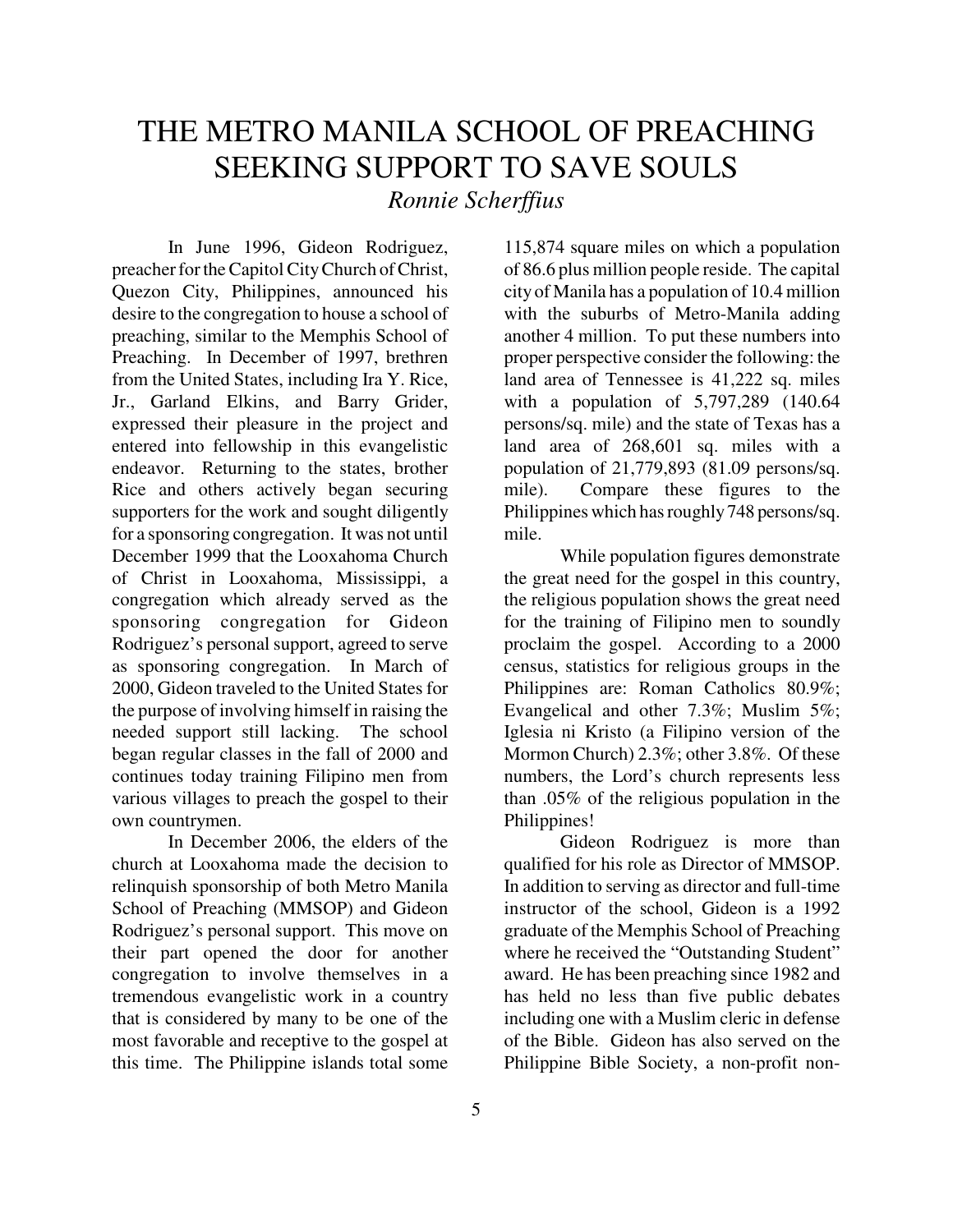# THE METRO MANILA SCHOOL OF PREACHING SEEKING SUPPORT TO SAVE SOULS

*Ronnie Scherffius*

In June 1996, Gideon Rodriguez, preacher for the Capitol City Church of Christ, Quezon City, Philippines, announced his desire to the congregation to house a school of preaching, similar to the Memphis School of Preaching. In December of 1997, brethren from the United States, including Ira Y. Rice, Jr., Garland Elkins, and Barry Grider, expressed their pleasure in the project and entered into fellowship in this evangelistic endeavor. Returning to the states, brother Rice and others actively began securing supporters for the work and sought diligently for a sponsoring congregation. It was not until December 1999 that the Looxahoma Church of Christ in Looxahoma, Mississippi, a congregation which already served as the sponsoring congregation for Gideon Rodriguez's personal support, agreed to serve as sponsoring congregation. In March of 2000, Gideon traveled to the United States for the purpose of involving himself in raising the needed support still lacking. The school began regular classes in the fall of 2000 and continues today training Filipino men from various villages to preach the gospel to their own countrymen.

In December 2006, the elders of the church at Looxahoma made the decision to relinquish sponsorship of both Metro Manila School of Preaching (MMSOP) and Gideon Rodriguez's personal support. This move on their part opened the door for another congregation to involve themselves in a tremendous evangelistic work in a country that is considered by many to be one of the most favorable and receptive to the gospel at this time. The Philippine islands total some 115,874 square miles on which a population of 86.6 plus million people reside. The capital city of Manila has a population of 10.4 million with the suburbs of Metro-Manila adding another 4 million. To put these numbers into proper perspective consider the following: the land area of Tennessee is 41,222 sq. miles with a population of 5,797,289 (140.64 persons/sq. mile) and the state of Texas has a land area of 268,601 sq. miles with a population of 21,779,893 (81.09 persons/sq. mile). Compare these figures to the Philippines which has roughly 748 persons/sq. mile.

While population figures demonstrate the great need for the gospel in this country, the religious population shows the great need for the training of Filipino men to soundly proclaim the gospel. According to a 2000 census, statistics for religious groups in the Philippines are: Roman Catholics 80.9%; Evangelical and other 7.3%; Muslim 5%; Iglesia ni Kristo (a Filipino version of the Mormon Church) 2.3%; other 3.8%. Of these numbers, the Lord's church represents less than .05% of the religious population in the Philippines!

Gideon Rodriguez is more than qualified for his role as Director of MMSOP. In addition to serving as director and full-time instructor of the school, Gideon is a 1992 graduate of the Memphis School of Preaching where he received the "Outstanding Student" award. He has been preaching since 1982 and has held no less than five public debates including one with a Muslim cleric in defense of the Bible. Gideon has also served on the Philippine Bible Society, a non-profit non-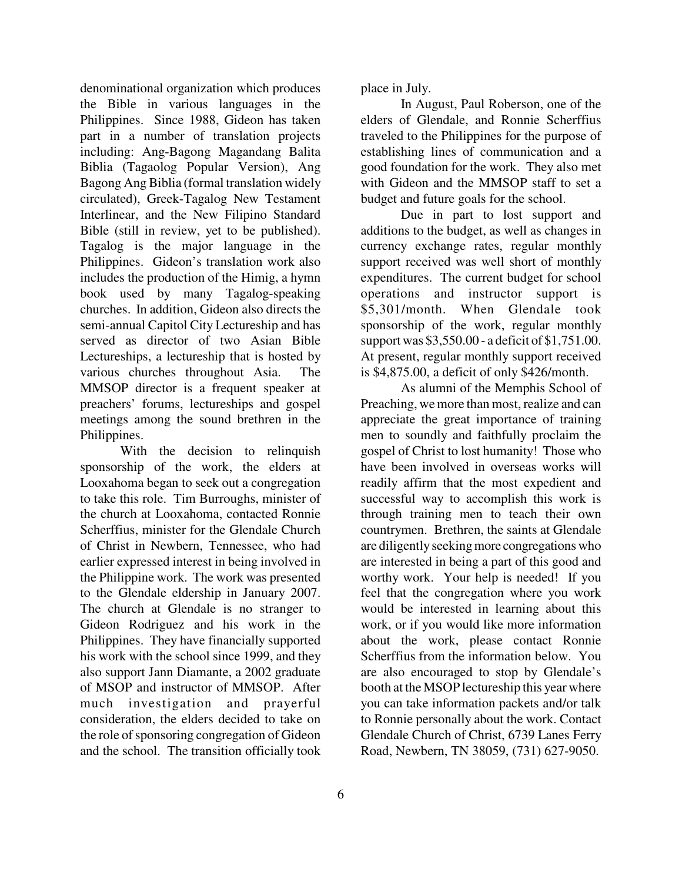denominational organization which produces the Bible in various languages in the Philippines. Since 1988, Gideon has taken part in a number of translation projects including: Ang-Bagong Magandang Balita Biblia (Tagaolog Popular Version), Ang Bagong Ang Biblia (formal translation widely circulated), Greek-Tagalog New Testament Interlinear, and the New Filipino Standard Bible (still in review, yet to be published). Tagalog is the major language in the Philippines. Gideon's translation work also includes the production of the Himig, a hymn book used by many Tagalog-speaking churches. In addition, Gideon also directs the semi-annual Capitol City Lectureship and has served as director of two Asian Bible Lectureships, a lectureship that is hosted by various churches throughout Asia. The MMSOP director is a frequent speaker at preachers' forums, lectureships and gospel meetings among the sound brethren in the Philippines.

With the decision to relinquish sponsorship of the work, the elders at Looxahoma began to seek out a congregation to take this role. Tim Burroughs, minister of the church at Looxahoma, contacted Ronnie Scherffius, minister for the Glendale Church of Christ in Newbern, Tennessee, who had earlier expressed interest in being involved in the Philippine work. The work was presented to the Glendale eldership in January 2007. The church at Glendale is no stranger to Gideon Rodriguez and his work in the Philippines. They have financially supported his work with the school since 1999, and they also support Jann Diamante, a 2002 graduate of MSOP and instructor of MMSOP. After much investigation and prayerful consideration, the elders decided to take on the role of sponsoring congregation of Gideon and the school. The transition officially took place in July.

In August, Paul Roberson, one of the elders of Glendale, and Ronnie Scherffius traveled to the Philippines for the purpose of establishing lines of communication and a good foundation for the work. They also met with Gideon and the MMSOP staff to set a budget and future goals for the school.

Due in part to lost support and additions to the budget, as well as changes in currency exchange rates, regular monthly support received was well short of monthly expenditures. The current budget for school operations and instructor support is $5,301/month. When Glendale took sponsorship of the work, regular monthly support was $3,550.00 - a deficit of $1,751.00. At present, regular monthly support received is $4,875.00, a deficit of only $426/month.

As alumni of the Memphis School of Preaching, we more than most, realize and can appreciate the great importance of training men to soundly and faithfully proclaim the gospel of Christ to lost humanity! Those who have been involved in overseas works will readily affirm that the most expedient and successful way to accomplish this work is through training men to teach their own countrymen. Brethren, the saints at Glendale are diligently seeking more congregations who are interested in being a part of this good and worthy work. Your help is needed! If you feel that the congregation where you work would be interested in learning about this work, or if you would like more information about the work, please contact Ronnie Scherffius from the information below. You are also encouraged to stop by Glendale's booth at the MSOP lectureship this year where you can take information packets and/or talk to Ronnie personally about the work. Contact Glendale Church of Christ, 6739 Lanes Ferry Road, Newbern, TN 38059, (731) 627-9050.